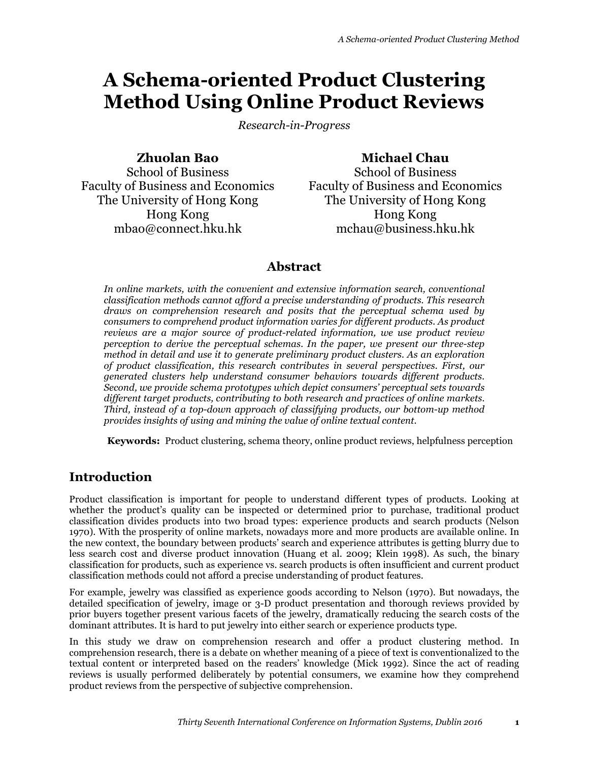# A Schema-oriented Product Clustering Method Using Online Product Reviews

*Research-in-Progress*

**Zhuolan Bao**
School of Business
Faculty of Business and Economics
The University of Hong Kong
Hong Kong
mbao@connect.hku.hk

**Michael Chau**
School of Business
Faculty of Business and Economics
The University of Hong Kong
Hong Kong
mchau@business.hku.hk

## Abstract

*In online markets, with the convenient and extensive information search, conventional classification methods cannot afford a precise understanding of products. This research draws on comprehension research and posits that the perceptual schema used by consumers to comprehend product information varies for different products. As product reviews are a major source of product-related information, we use product review perception to derive the perceptual schemas. In the paper, we present our three-step method in detail and use it to generate preliminary product clusters. As an exploration of product classification, this research contributes in several perspectives. First, our generated clusters help understand consumer behaviors towards different products. Second, we provide schema prototypes which depict consumers' perceptual sets towards different target products, contributing to both research and practices of online markets. Third, instead of a top-down approach of classifying products, our bottom-up method provides insights of using and mining the value of online textual content.*

**Keywords:** Product clustering, schema theory, online product reviews, helpfulness perception

## Introduction

Product classification is important for people to understand different types of products. Looking at whether the product's quality can be inspected or determined prior to purchase, traditional product classification divides products into two broad types: experience products and search products (Nelson 1970). With the prosperity of online markets, nowadays more and more products are available online. In the new context, the boundary between products' search and experience attributes is getting blurry due to less search cost and diverse product innovation (Huang et al. 2009; Klein 1998). As such, the binary classification for products, such as experience vs. search products is often insufficient and current product classification methods could not afford a precise understanding of product features.

For example, jewelry was classified as experience goods according to Nelson (1970). But nowadays, the detailed specification of jewelry, image or 3-D product presentation and thorough reviews provided by prior buyers together present various facets of the jewelry, dramatically reducing the search costs of the dominant attributes. It is hard to put jewelry into either search or experience products type.

In this study we draw on comprehension research and offer a product clustering method. In comprehension research, there is a debate on whether meaning of a piece of text is conventionalized to the textual content or interpreted based on the readers' knowledge (Mick 1992). Since the act of reading reviews is usually performed deliberately by potential consumers, we examine how they comprehend product reviews from the perspective of subjective comprehension.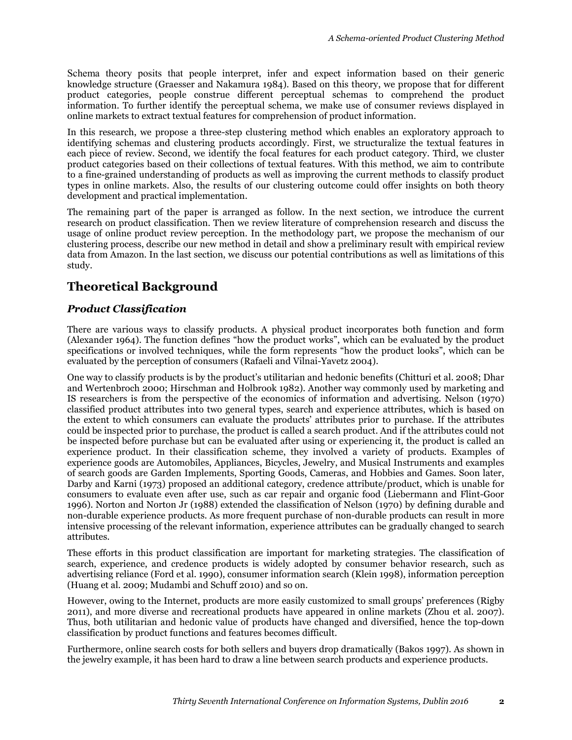Schema theory posits that people interpret, infer and expect information based on their generic knowledge structure (Graesser and Nakamura 1984). Based on this theory, we propose that for different product categories, people construe different perceptual schemas to comprehend the product information. To further identify the perceptual schema, we make use of consumer reviews displayed in online markets to extract textual features for comprehension of product information.

In this research, we propose a three-step clustering method which enables an exploratory approach to identifying schemas and clustering products accordingly. First, we structuralize the textual features in each piece of review. Second, we identify the focal features for each product category. Third, we cluster product categories based on their collections of textual features. With this method, we aim to contribute to a fine-grained understanding of products as well as improving the current methods to classify product types in online markets. Also, the results of our clustering outcome could offer insights on both theory development and practical implementation.

The remaining part of the paper is arranged as follow. In the next section, we introduce the current research on product classification. Then we review literature of comprehension research and discuss the usage of online product review perception. In the methodology part, we propose the mechanism of our clustering process, describe our new method in detail and show a preliminary result with empirical review data from Amazon. In the last section, we discuss our potential contributions as well as limitations of this study.

## Theoretical Background

### *Product Classification*

There are various ways to classify products. A physical product incorporates both function and form (Alexander 1964). The function defines "how the product works", which can be evaluated by the product specifications or involved techniques, while the form represents "how the product looks", which can be evaluated by the perception of consumers (Rafaeli and Vilnai-Yavetz 2004).

One way to classify products is by the product's utilitarian and hedonic benefits (Chitturi et al. 2008; Dhar and Wertenbroch 2000; Hirschman and Holbrook 1982). Another way commonly used by marketing and IS researchers is from the perspective of the economics of information and advertising. Nelson (1970) classified product attributes into two general types, search and experience attributes, which is based on the extent to which consumers can evaluate the products' attributes prior to purchase. If the attributes could be inspected prior to purchase, the product is called a search product. And if the attributes could not be inspected before purchase but can be evaluated after using or experiencing it, the product is called an experience product. In their classification scheme, they involved a variety of products. Examples of experience goods are Automobiles, Appliances, Bicycles, Jewelry, and Musical Instruments and examples of search goods are Garden Implements, Sporting Goods, Cameras, and Hobbies and Games. Soon later, Darby and Karni (1973) proposed an additional category, credence attribute/product, which is unable for consumers to evaluate even after use, such as car repair and organic food (Liebermann and Flint-Goor 1996). Norton and Norton Jr (1988) extended the classification of Nelson (1970) by defining durable and non-durable experience products. As more frequent purchase of non-durable products can result in more intensive processing of the relevant information, experience attributes can be gradually changed to search attributes.

These efforts in this product classification are important for marketing strategies. The classification of search, experience, and credence products is widely adopted by consumer behavior research, such as advertising reliance (Ford et al. 1990), consumer information search (Klein 1998), information perception (Huang et al. 2009; Mudambi and Schuff 2010) and so on.

However, owing to the Internet, products are more easily customized to small groups' preferences (Rigby 2011), and more diverse and recreational products have appeared in online markets (Zhou et al. 2007). Thus, both utilitarian and hedonic value of products have changed and diversified, hence the top-down classification by product functions and features becomes difficult.

Furthermore, online search costs for both sellers and buyers drop dramatically (Bakos 1997). As shown in the jewelry example, it has been hard to draw a line between search products and experience products.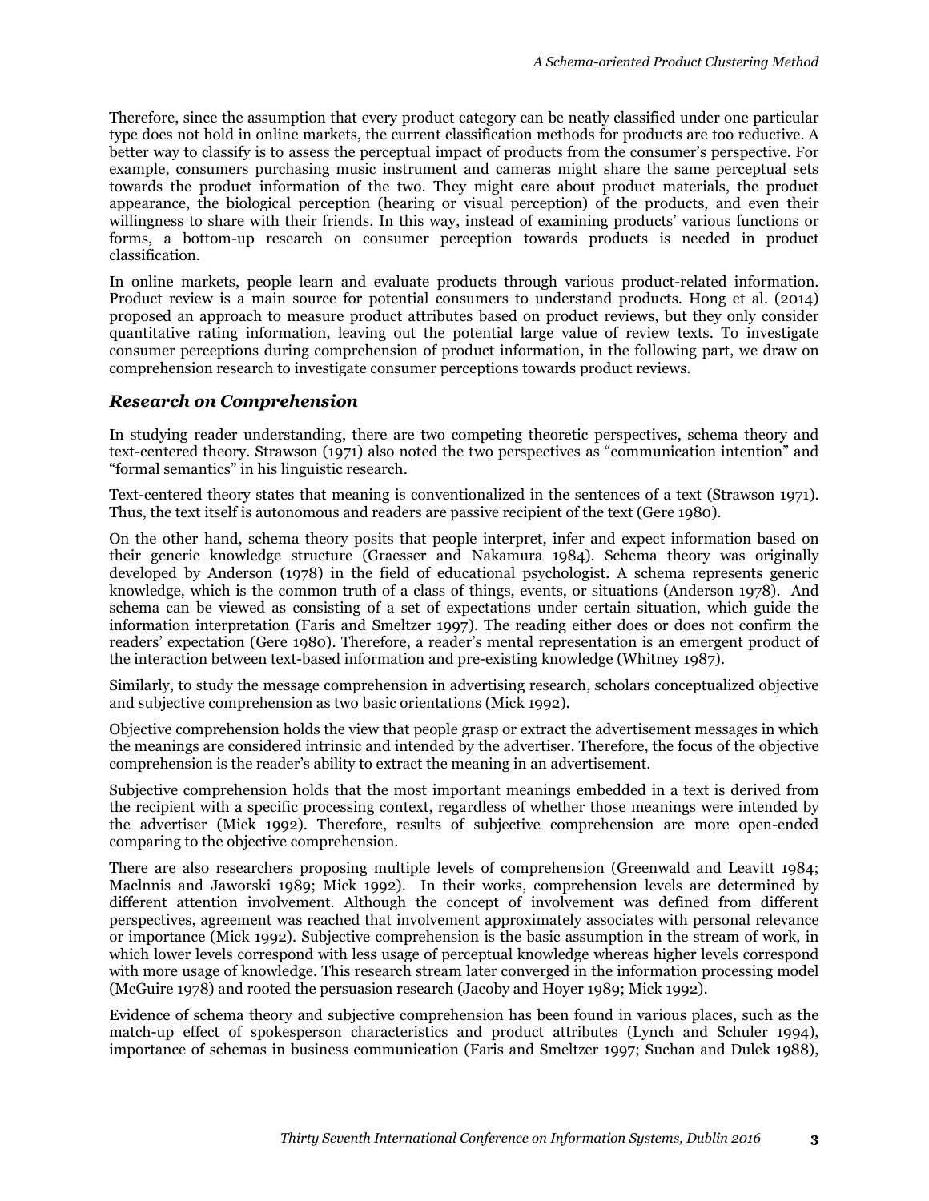Therefore, since the assumption that every product category can be neatly classified under one particular type does not hold in online markets, the current classification methods for products are too reductive. A better way to classify is to assess the perceptual impact of products from the consumer's perspective. For example, consumers purchasing music instrument and cameras might share the same perceptual sets towards the product information of the two. They might care about product materials, the product appearance, the biological perception (hearing or visual perception) of the products, and even their willingness to share with their friends. In this way, instead of examining products' various functions or forms, a bottom-up research on consumer perception towards products is needed in product classification.

In online markets, people learn and evaluate products through various product-related information. Product review is a main source for potential consumers to understand products. Hong et al. (2014) proposed an approach to measure product attributes based on product reviews, but they only consider quantitative rating information, leaving out the potential large value of review texts. To investigate consumer perceptions during comprehension of product information, in the following part, we draw on comprehension research to investigate consumer perceptions towards product reviews.

### *Research on Comprehension*

In studying reader understanding, there are two competing theoretic perspectives, schema theory and text-centered theory. Strawson (1971) also noted the two perspectives as "communication intention" and "formal semantics" in his linguistic research.

Text-centered theory states that meaning is conventionalized in the sentences of a text (Strawson 1971). Thus, the text itself is autonomous and readers are passive recipient of the text (Gere 1980).

On the other hand, schema theory posits that people interpret, infer and expect information based on their generic knowledge structure (Graesser and Nakamura 1984). Schema theory was originally developed by Anderson (1978) in the field of educational psychologist. A schema represents generic knowledge, which is the common truth of a class of things, events, or situations (Anderson 1978). And schema can be viewed as consisting of a set of expectations under certain situation, which guide the information interpretation (Faris and Smeltzer 1997). The reading either does or does not confirm the readers' expectation (Gere 1980). Therefore, a reader's mental representation is an emergent product of the interaction between text-based information and pre-existing knowledge (Whitney 1987).

Similarly, to study the message comprehension in advertising research, scholars conceptualized objective and subjective comprehension as two basic orientations (Mick 1992).

Objective comprehension holds the view that people grasp or extract the advertisement messages in which the meanings are considered intrinsic and intended by the advertiser. Therefore, the focus of the objective comprehension is the reader's ability to extract the meaning in an advertisement.

Subjective comprehension holds that the most important meanings embedded in a text is derived from the recipient with a specific processing context, regardless of whether those meanings were intended by the advertiser (Mick 1992). Therefore, results of subjective comprehension are more open-ended comparing to the objective comprehension.

There are also researchers proposing multiple levels of comprehension (Greenwald and Leavitt 1984; Maclnnis and Jaworski 1989; Mick 1992). In their works, comprehension levels are determined by different attention involvement. Although the concept of involvement was defined from different perspectives, agreement was reached that involvement approximately associates with personal relevance or importance (Mick 1992). Subjective comprehension is the basic assumption in the stream of work, in which lower levels correspond with less usage of perceptual knowledge whereas higher levels correspond with more usage of knowledge. This research stream later converged in the information processing model (McGuire 1978) and rooted the persuasion research (Jacoby and Hoyer 1989; Mick 1992).

Evidence of schema theory and subjective comprehension has been found in various places, such as the match-up effect of spokesperson characteristics and product attributes (Lynch and Schuler 1994), importance of schemas in business communication (Faris and Smeltzer 1997; Suchan and Dulek 1988),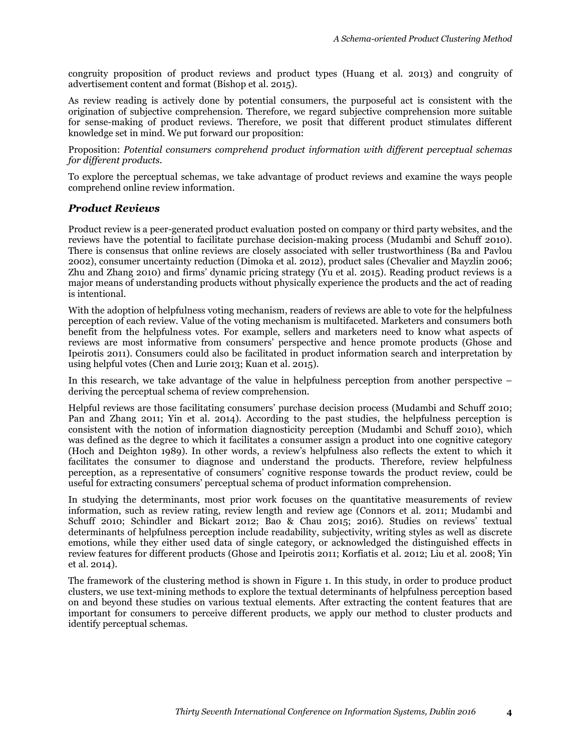congruity proposition of product reviews and product types (Huang et al. 2013) and congruity of advertisement content and format (Bishop et al. 2015).

As review reading is actively done by potential consumers, the purposeful act is consistent with the origination of subjective comprehension. Therefore, we regard subjective comprehension more suitable for sense-making of product reviews. Therefore, we posit that different product stimulates different knowledge set in mind. We put forward our proposition:

Proposition: *Potential consumers comprehend product information with different perceptual schemas for different products.*

To explore the perceptual schemas, we take advantage of product reviews and examine the ways people comprehend online review information.

## *Product Reviews*

Product review is a peer-generated product evaluation posted on company or third party websites, and the reviews have the potential to facilitate purchase decision-making process (Mudambi and Schuff 2010). There is consensus that online reviews are closely associated with seller trustworthiness (Ba and Pavlou 2002), consumer uncertainty reduction (Dimoka et al. 2012), product sales (Chevalier and Mayzlin 2006; Zhu and Zhang 2010) and firms' dynamic pricing strategy (Yu et al. 2015). Reading product reviews is a major means of understanding products without physically experience the products and the act of reading is intentional.

With the adoption of helpfulness voting mechanism, readers of reviews are able to vote for the helpfulness perception of each review. Value of the voting mechanism is multifaceted. Marketers and consumers both benefit from the helpfulness votes. For example, sellers and marketers need to know what aspects of reviews are most informative from consumers' perspective and hence promote products (Ghose and Ipeirotis 2011). Consumers could also be facilitated in product information search and interpretation by using helpful votes (Chen and Lurie 2013; Kuan et al. 2015).

In this research, we take advantage of the value in helpfulness perception from another perspective – deriving the perceptual schema of review comprehension.

Helpful reviews are those facilitating consumers' purchase decision process (Mudambi and Schuff 2010; Pan and Zhang 2011; Yin et al. 2014). According to the past studies, the helpfulness perception is consistent with the notion of information diagnosticity perception (Mudambi and Schuff 2010), which was defined as the degree to which it facilitates a consumer assign a product into one cognitive category (Hoch and Deighton 1989). In other words, a review's helpfulness also reflects the extent to which it facilitates the consumer to diagnose and understand the products. Therefore, review helpfulness perception, as a representative of consumers' cognitive response towards the product review, could be useful for extracting consumers' perceptual schema of product information comprehension.

In studying the determinants, most prior work focuses on the quantitative measurements of review information, such as review rating, review length and review age (Connors et al. 2011; Mudambi and Schuff 2010; Schindler and Bickart 2012; Bao & Chau 2015; 2016). Studies on reviews' textual determinants of helpfulness perception include readability, subjectivity, writing styles as well as discrete emotions, while they either used data of single category, or acknowledged the distinguished effects in review features for different products (Ghose and Ipeirotis 2011; Korfiatis et al. 2012; Liu et al. 2008; Yin et al. 2014).

The framework of the clustering method is shown in Figure 1. In this study, in order to produce product clusters, we use text-mining methods to explore the textual determinants of helpfulness perception based on and beyond these studies on various textual elements. After extracting the content features that are important for consumers to perceive different products, we apply our method to cluster products and identify perceptual schemas.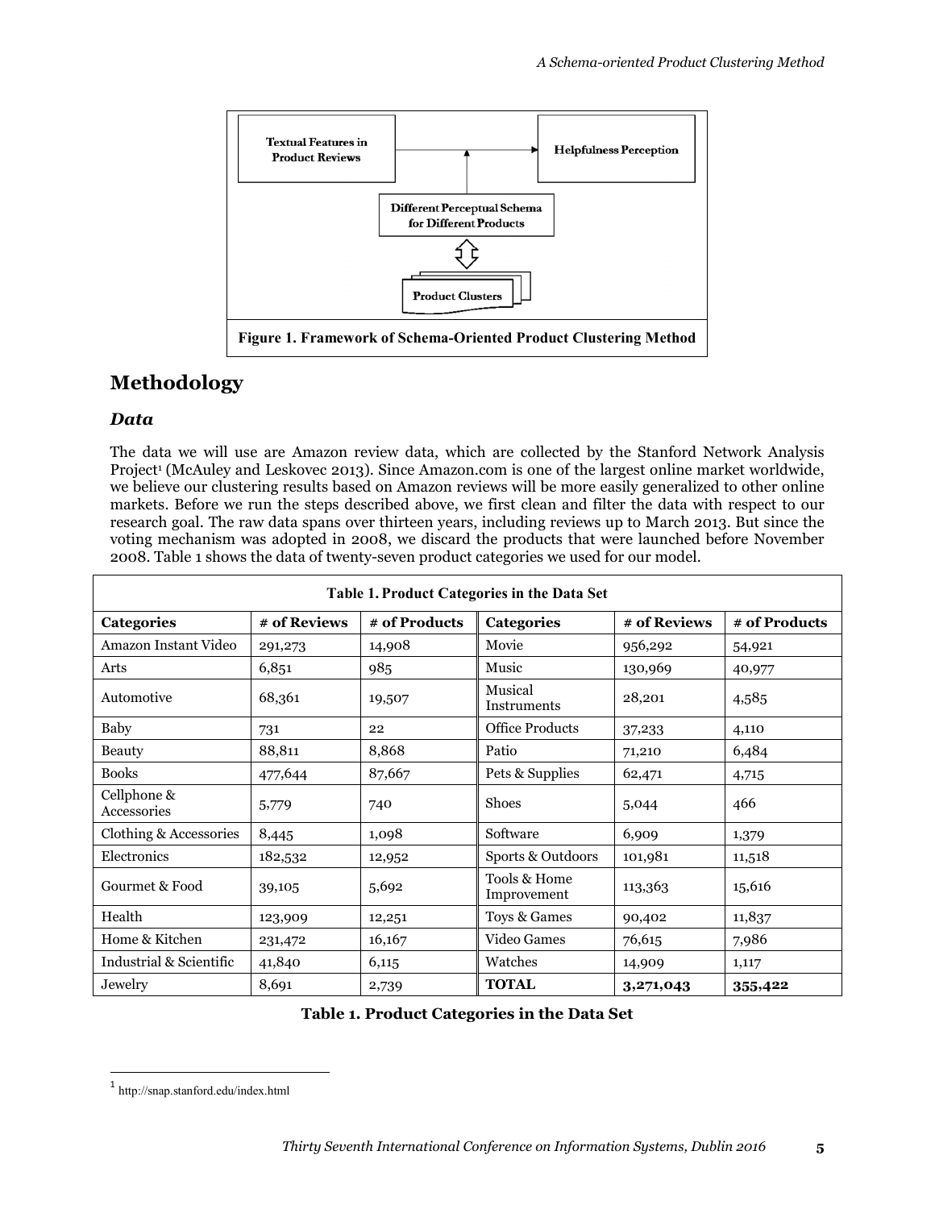Figure 1. Framework of Schema-Oriented Product Clustering Method

## Methodology

### *Data*

The data we will use are Amazon review data, which are collected by the Stanford Network Analysis Project[1] (McAuley and Leskovec 2013). Since Amazon.com is one of the largest online market worldwide, we believe our clustering results based on Amazon reviews will be more easily generalized to other online markets. Before we run the steps described above, we first clean and filter the data with respect to our research goal. The raw data spans over thirteen years, including reviews up to March 2013. But since the voting mechanism was adopted in 2008, we discard the products that were launched before November 2008. Table 1 shows the data of twenty-seven product categories we used for our model.

| Categories | # of Reviews | # of Products | Categories | # of Reviews | # of Products |
|---|---|---|---|---|---|
| Amazon Instant Video | 291,273 | 14,908 | Movie | 956,292 | 54,921 |
| Arts | 6,851 | 985 | Music | 130,969 | 40,977 |
| Automotive | 68,361 | 19,507 | Musical Instruments | 28,201 | 4,585 |
| Baby | 731 | 22 | Office Products | 37,233 | 4,110 |
| Beauty | 88,811 | 8,868 | Patio | 71,210 | 6,484 |
| Books | 477,644 | 87,667 | Pets & Supplies | 62,471 | 4,715 |
| Cellphone & Accessories | 5,779 | 740 | Shoes | 5,044 | 466 |
| Clothing & Accessories | 8,445 | 1,098 | Software | 6,909 | 1,379 |
| Electronics | 182,532 | 12,952 | Sports & Outdoors | 101,981 | 11,518 |
| Gourmet & Food | 39,105 | 5,692 | Tools & Home Improvement | 113,363 | 15,616 |
| Health | 123,909 | 12,251 | Toys & Games | 90,402 | 11,837 |
| Home & Kitchen | 231,472 | 16,167 | Video Games | 76,615 | 7,986 |
| Industrial & Scientific | 41,840 | 6,115 | Watches | 14,909 | 1,117 |
| Jewelry | 8,691 | 2,739 | **TOTAL** | **3,271,043** | **355,422** |

**Table 1. Product Categories in the Data Set**

[1] http://snap.stanford.edu/index.html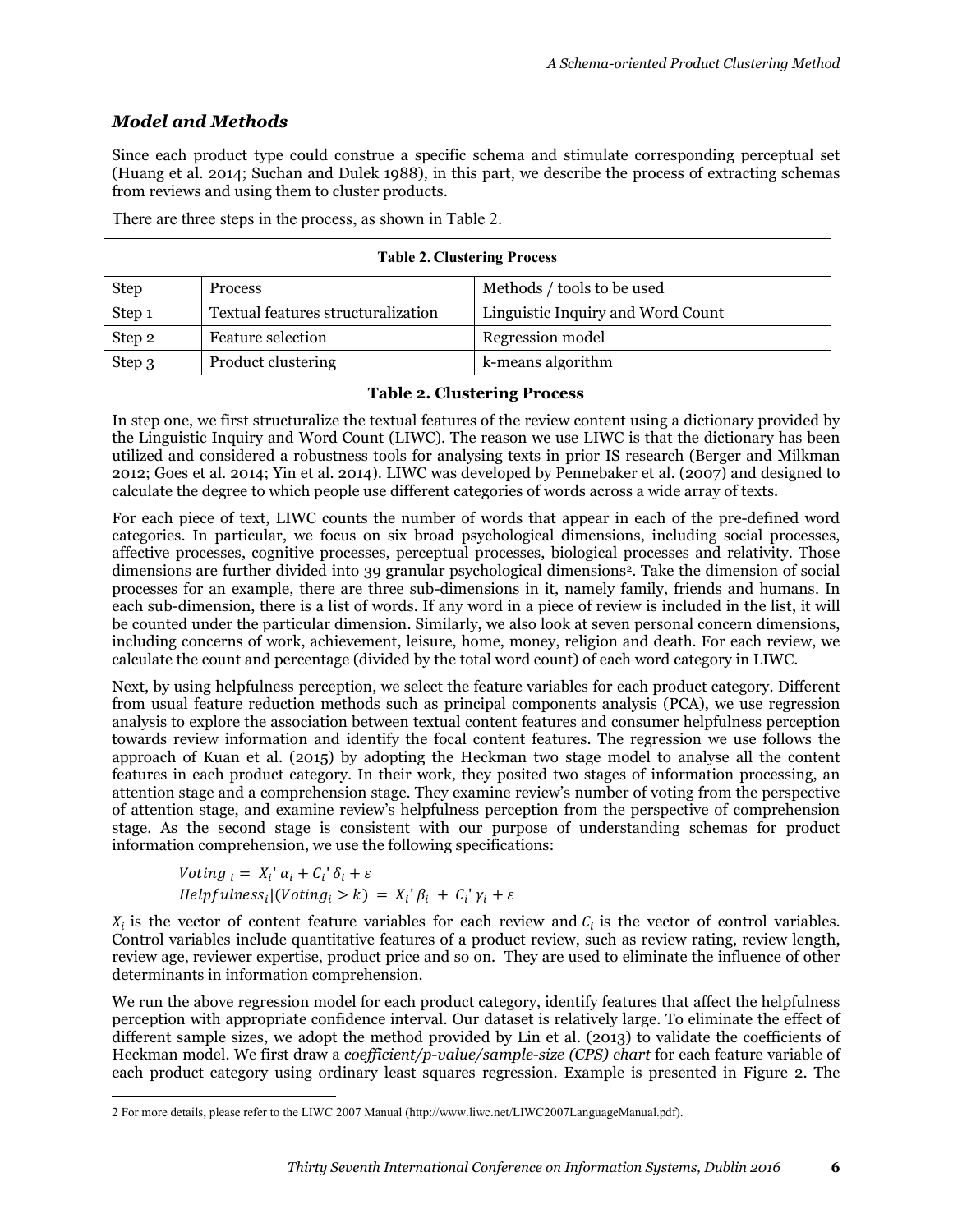## *Model and Methods*

Since each product type could construe a specific schema and stimulate corresponding perceptual set (Huang et al. 2014; Suchan and Dulek 1988), in this part, we describe the process of extracting schemas from reviews and using them to cluster products.

There are three steps in the process, as shown in Table 2.

| Step | Process | Methods / tools to be used |
|---|---|---|
| Step 1 | Textual features structuralization | Linguistic Inquiry and Word Count |
| Step 2 | Feature selection | Regression model |
| Step 3 | Product clustering | k-means algorithm |

**Table 2. Clustering Process**

In step one, we first structuralize the textual features of the review content using a dictionary provided by the Linguistic Inquiry and Word Count (LIWC). The reason we use LIWC is that the dictionary has been utilized and considered a robustness tools for analysing texts in prior IS research (Berger and Milkman 2012; Goes et al. 2014; Yin et al. 2014). LIWC was developed by Pennebaker et al. (2007) and designed to calculate the degree to which people use different categories of words across a wide array of texts.

For each piece of text, LIWC counts the number of words that appear in each of the pre-defined word categories. In particular, we focus on six broad psychological dimensions, including social processes, affective processes, cognitive processes, perceptual processes, biological processes and relativity. Those dimensions are further divided into 39 granular psychological dimensions[2]. Take the dimension of social processes for an example, there are three sub-dimensions in it, namely family, friends and humans. In each sub-dimension, there is a list of words. If any word in a piece of review is included in the list, it will be counted under the particular dimension. Similarly, we also look at seven personal concern dimensions, including concerns of work, achievement, leisure, home, money, religion and death. For each review, we calculate the count and percentage (divided by the total word count) of each word category in LIWC.

Next, by using helpfulness perception, we select the feature variables for each product category. Different from usual feature reduction methods such as principal components analysis (PCA), we use regression analysis to explore the association between textual content features and consumer helpfulness perception towards review information and identify the focal content features. The regression we use follows the approach of Kuan et al. (2015) by adopting the Heckman two stage model to analyse all the content features in each product category. In their work, they posited two stages of information processing, an attention stage and a comprehension stage. They examine review's number of voting from the perspective of attention stage, and examine review's helpfulness perception from the perspective of comprehension stage. As the second stage is consistent with our purpose of understanding schemas for product information comprehension, we use the following specifications:

$$Voting_i = X_i'\,\alpha_i + C_i'\,\delta_i + \varepsilon$$
$$Helpfulness_i|(Voting_i > k) = X_i'\,\beta_i + C_i'\,\gamma_i + \varepsilon$$

$X_i$ is the vector of content feature variables for each review and $C_i$ is the vector of control variables. Control variables include quantitative features of a product review, such as review rating, review length, review age, reviewer expertise, product price and so on. They are used to eliminate the influence of other determinants in information comprehension.

We run the above regression model for each product category, identify features that affect the helpfulness perception with appropriate confidence interval. Our dataset is relatively large. To eliminate the effect of different sample sizes, we adopt the method provided by Lin et al. (2013) to validate the coefficients of Heckman model. We first draw a *coefficient/p-value/sample-size (CPS) chart* for each feature variable of each product category using ordinary least squares regression. Example is presented in Figure 2. The

---

[2] For more details, please refer to the LIWC 2007 Manual (http://www.liwc.net/LIWC2007LanguageManual.pdf).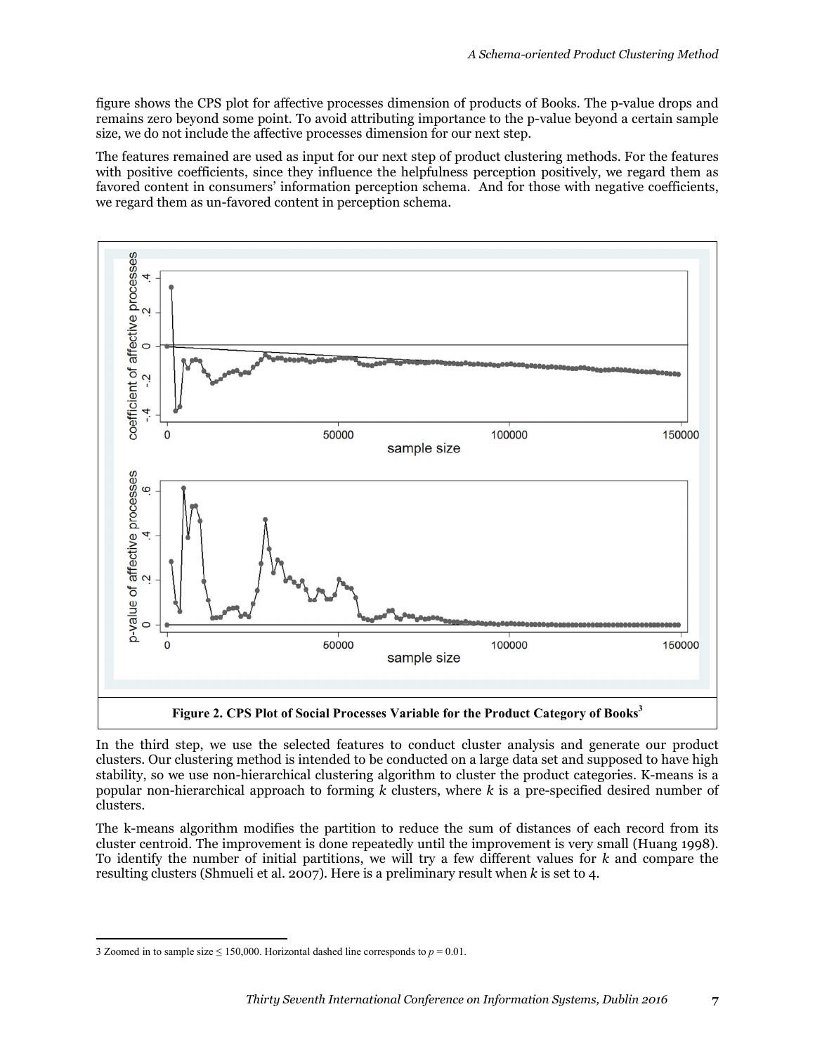figure shows the CPS plot for affective processes dimension of products of Books. The p-value drops and remains zero beyond some point. To avoid attributing importance to the p-value beyond a certain sample size, we do not include the affective processes dimension for our next step.

The features remained are used as input for our next step of product clustering methods. For the features with positive coefficients, since they influence the helpfulness perception positively, we regard them as favored content in consumers' information perception schema. And for those with negative coefficients, we regard them as un-favored content in perception schema.

**Figure 2. CPS Plot of Social Processes Variable for the Product Category of Books[3]**

In the third step, we use the selected features to conduct cluster analysis and generate our product clusters. Our clustering method is intended to be conducted on a large data set and supposed to have high stability, so we use non-hierarchical clustering algorithm to cluster the product categories. K-means is a popular non-hierarchical approach to forming *k* clusters, where *k* is a pre-specified desired number of clusters.

The k-means algorithm modifies the partition to reduce the sum of distances of each record from its cluster centroid. The improvement is done repeatedly until the improvement is very small (Huang 1998). To identify the number of initial partitions, we will try a few different values for *k* and compare the resulting clusters (Shmueli et al. 2007). Here is a preliminary result when *k* is set to 4.

---

3 Zoomed in to sample size ≤ 150,000. Horizontal dashed line corresponds to $p = 0.01$.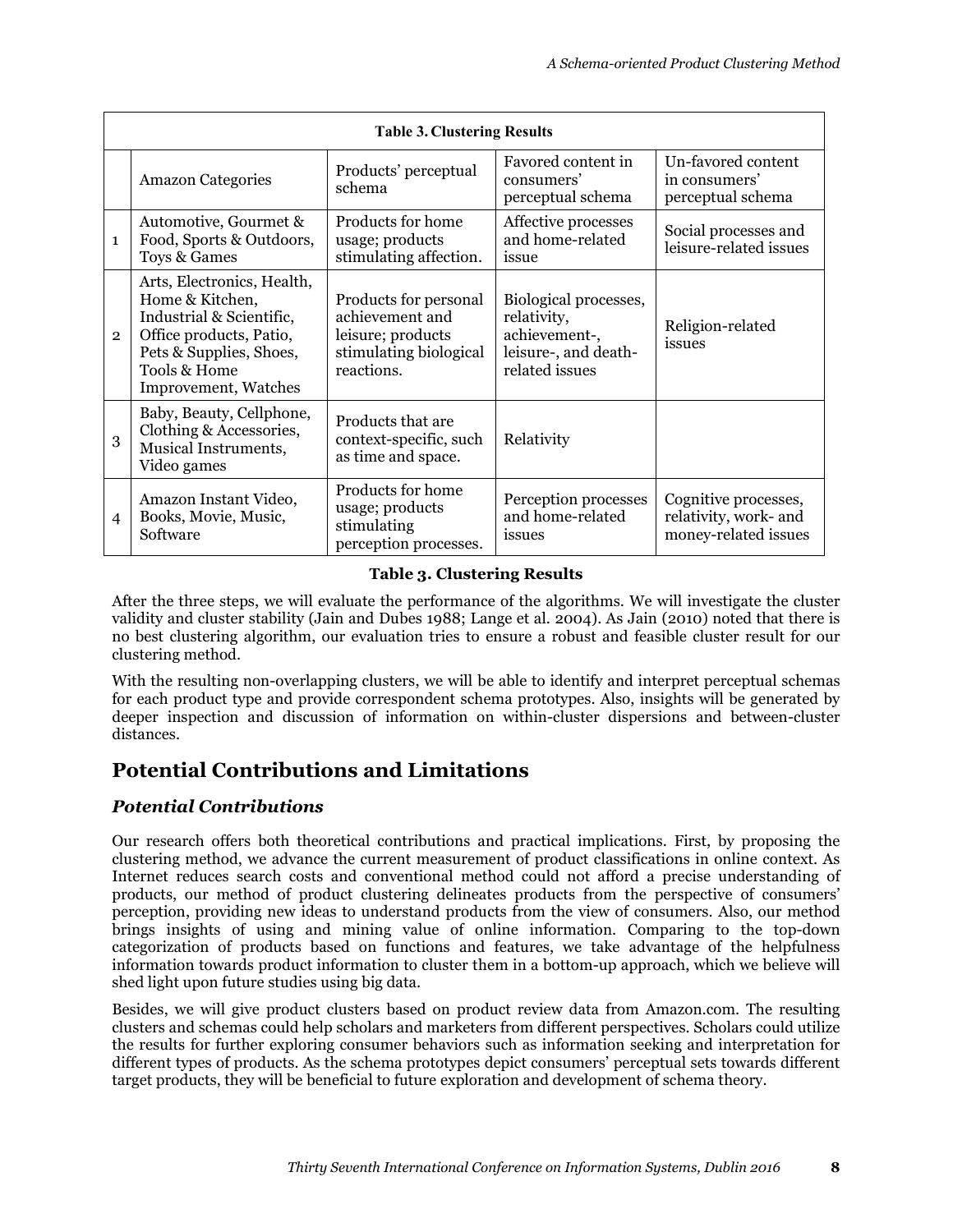| Table 3. Clustering Results | | | | |
|---|---|---|---|---|
| | Amazon Categories | Products' perceptual schema | Favored content in consumers' perceptual schema | Un-favored content in consumers' perceptual schema |
| 1 | Automotive, Gourmet & Food, Sports & Outdoors, Toys & Games | Products for home usage; products stimulating affection. | Affective processes and home-related issue | Social processes and leisure-related issues |
| 2 | Arts, Electronics, Health, Home & Kitchen, Industrial & Scientific, Office products, Patio, Pets & Supplies, Shoes, Tools & Home Improvement, Watches | Products for personal achievement and leisure; products stimulating biological reactions. | Biological processes, relativity, achievement-, leisure-, and death-related issues | Religion-related issues |
| 3 | Baby, Beauty, Cellphone, Clothing & Accessories, Musical Instruments, Video games | Products that are context-specific, such as time and space. | Relativity | |
| 4 | Amazon Instant Video, Books, Movie, Music, Software | Products for home usage; products stimulating perception processes. | Perception processes and home-related issues | Cognitive processes, relativity, work- and money-related issues |

**Table 3. Clustering Results**

After the three steps, we will evaluate the performance of the algorithms. We will investigate the cluster validity and cluster stability (Jain and Dubes 1988; Lange et al. 2004). As Jain (2010) noted that there is no best clustering algorithm, our evaluation tries to ensure a robust and feasible cluster result for our clustering method.

With the resulting non-overlapping clusters, we will be able to identify and interpret perceptual schemas for each product type and provide correspondent schema prototypes. Also, insights will be generated by deeper inspection and discussion of information on within-cluster dispersions and between-cluster distances.

## Potential Contributions and Limitations

### *Potential Contributions*

Our research offers both theoretical contributions and practical implications. First, by proposing the clustering method, we advance the current measurement of product classifications in online context. As Internet reduces search costs and conventional method could not afford a precise understanding of products, our method of product clustering delineates products from the perspective of consumers' perception, providing new ideas to understand products from the view of consumers. Also, our method brings insights of using and mining value of online information. Comparing to the top-down categorization of products based on functions and features, we take advantage of the helpfulness information towards product information to cluster them in a bottom-up approach, which we believe will shed light upon future studies using big data.

Besides, we will give product clusters based on product review data from Amazon.com. The resulting clusters and schemas could help scholars and marketers from different perspectives. Scholars could utilize the results for further exploring consumer behaviors such as information seeking and interpretation for different types of products. As the schema prototypes depict consumers' perceptual sets towards different target products, they will be beneficial to future exploration and development of schema theory.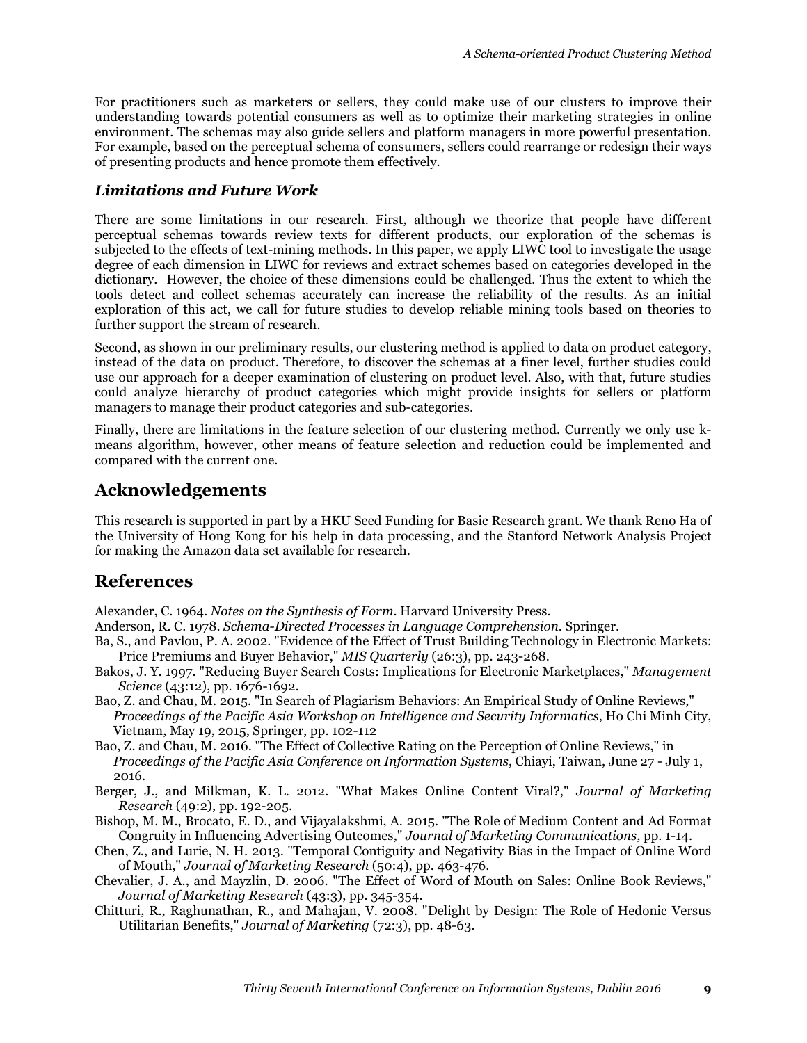For practitioners such as marketers or sellers, they could make use of our clusters to improve their understanding towards potential consumers as well as to optimize their marketing strategies in online environment. The schemas may also guide sellers and platform managers in more powerful presentation. For example, based on the perceptual schema of consumers, sellers could rearrange or redesign their ways of presenting products and hence promote them effectively.

### *Limitations and Future Work*

There are some limitations in our research. First, although we theorize that people have different perceptual schemas towards review texts for different products, our exploration of the schemas is subjected to the effects of text-mining methods. In this paper, we apply LIWC tool to investigate the usage degree of each dimension in LIWC for reviews and extract schemes based on categories developed in the dictionary. However, the choice of these dimensions could be challenged. Thus the extent to which the tools detect and collect schemas accurately can increase the reliability of the results. As an initial exploration of this act, we call for future studies to develop reliable mining tools based on theories to further support the stream of research.

Second, as shown in our preliminary results, our clustering method is applied to data on product category, instead of the data on product. Therefore, to discover the schemas at a finer level, further studies could use our approach for a deeper examination of clustering on product level. Also, with that, future studies could analyze hierarchy of product categories which might provide insights for sellers or platform managers to manage their product categories and sub-categories.

Finally, there are limitations in the feature selection of our clustering method. Currently we only use k-means algorithm, however, other means of feature selection and reduction could be implemented and compared with the current one.

## Acknowledgements

This research is supported in part by a HKU Seed Funding for Basic Research grant. We thank Reno Ha of the University of Hong Kong for his help in data processing, and the Stanford Network Analysis Project for making the Amazon data set available for research.

## References

Alexander, C. 1964. *Notes on the Synthesis of Form*. Harvard University Press.

Anderson, R. C. 1978. *Schema-Directed Processes in Language Comprehension*. Springer.

Ba, S., and Pavlou, P. A. 2002. "Evidence of the Effect of Trust Building Technology in Electronic Markets: Price Premiums and Buyer Behavior," *MIS Quarterly* (26:3), pp. 243-268.

Bakos, J. Y. 1997. "Reducing Buyer Search Costs: Implications for Electronic Marketplaces," *Management Science* (43:12), pp. 1676-1692.

Bao, Z. and Chau, M. 2015. "In Search of Plagiarism Behaviors: An Empirical Study of Online Reviews," *Proceedings of the Pacific Asia Workshop on Intelligence and Security Informatics*, Ho Chi Minh City, Vietnam, May 19, 2015, Springer, pp. 102-112

Bao, Z. and Chau, M. 2016. "The Effect of Collective Rating on the Perception of Online Reviews," in *Proceedings of the Pacific Asia Conference on Information Systems*, Chiayi, Taiwan, June 27 - July 1, 2016.

Berger, J., and Milkman, K. L. 2012. "What Makes Online Content Viral?," *Journal of Marketing Research* (49:2), pp. 192-205.

Bishop, M. M., Brocato, E. D., and Vijayalakshmi, A. 2015. "The Role of Medium Content and Ad Format Congruity in Influencing Advertising Outcomes," *Journal of Marketing Communications*, pp. 1-14.

Chen, Z., and Lurie, N. H. 2013. "Temporal Contiguity and Negativity Bias in the Impact of Online Word of Mouth," *Journal of Marketing Research* (50:4), pp. 463-476.

Chevalier, J. A., and Mayzlin, D. 2006. "The Effect of Word of Mouth on Sales: Online Book Reviews," *Journal of Marketing Research* (43:3), pp. 345-354.

Chitturi, R., Raghunathan, R., and Mahajan, V. 2008. "Delight by Design: The Role of Hedonic Versus Utilitarian Benefits," *Journal of Marketing* (72:3), pp. 48-63.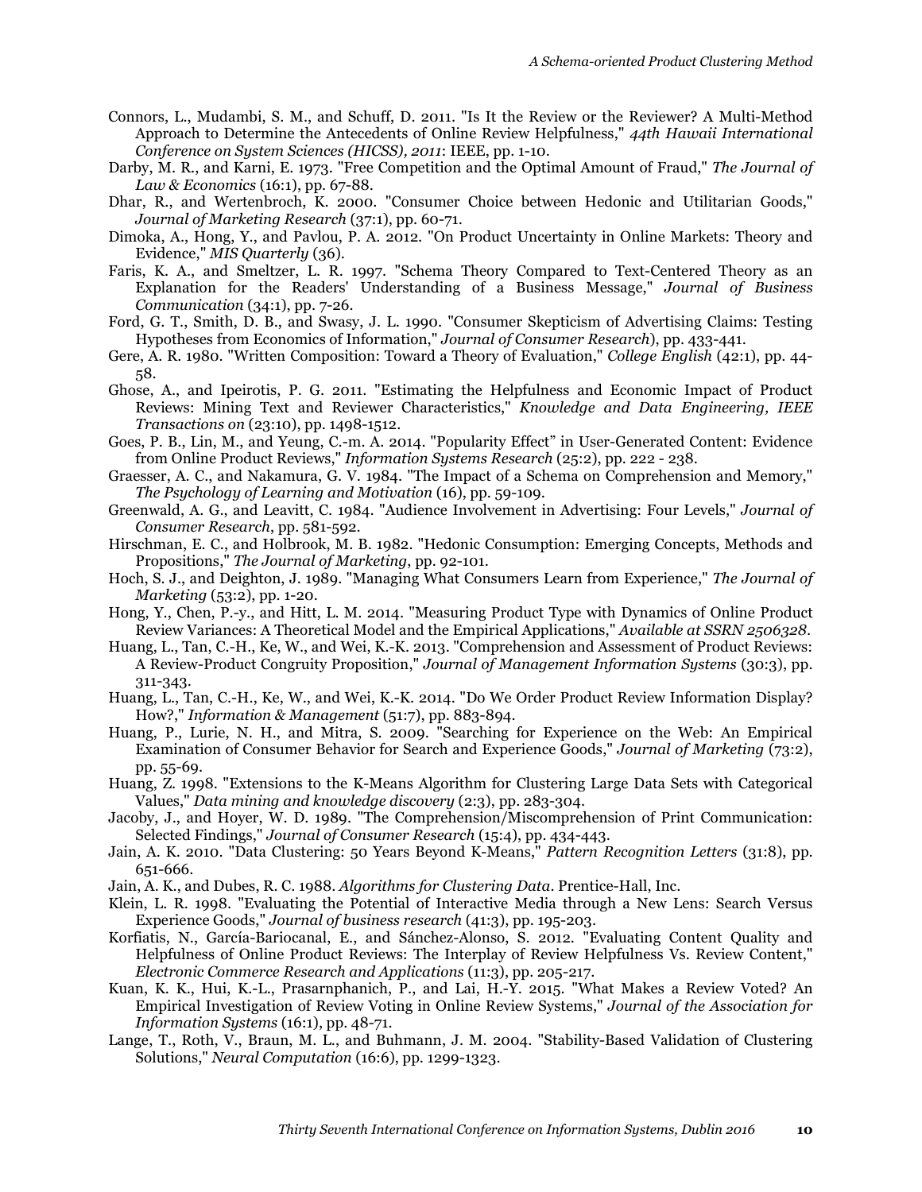Connors, L., Mudambi, S. M., and Schuff, D. 2011. "Is It the Review or the Reviewer? A Multi-Method Approach to Determine the Antecedents of Online Review Helpfulness," *44th Hawaii International Conference on System Sciences (HICSS), 2011*: IEEE, pp. 1-10.

Darby, M. R., and Karni, E. 1973. "Free Competition and the Optimal Amount of Fraud," *The Journal of Law & Economics* (16:1), pp. 67-88.

Dhar, R., and Wertenbroch, K. 2000. "Consumer Choice between Hedonic and Utilitarian Goods," *Journal of Marketing Research* (37:1), pp. 60-71.

Dimoka, A., Hong, Y., and Pavlou, P. A. 2012. "On Product Uncertainty in Online Markets: Theory and Evidence," *MIS Quarterly* (36).

Faris, K. A., and Smeltzer, L. R. 1997. "Schema Theory Compared to Text-Centered Theory as an Explanation for the Readers' Understanding of a Business Message," *Journal of Business Communication* (34:1), pp. 7-26.

Ford, G. T., Smith, D. B., and Swasy, J. L. 1990. "Consumer Skepticism of Advertising Claims: Testing Hypotheses from Economics of Information," *Journal of Consumer Research*), pp. 433-441.

Gere, A. R. 1980. "Written Composition: Toward a Theory of Evaluation," *College English* (42:1), pp. 44-58.

Ghose, A., and Ipeirotis, P. G. 2011. "Estimating the Helpfulness and Economic Impact of Product Reviews: Mining Text and Reviewer Characteristics," *Knowledge and Data Engineering, IEEE Transactions on* (23:10), pp. 1498-1512.

Goes, P. B., Lin, M., and Yeung, C.-m. A. 2014. "Popularity Effect" in User-Generated Content: Evidence from Online Product Reviews," *Information Systems Research* (25:2), pp. 222 - 238.

Graesser, A. C., and Nakamura, G. V. 1984. "The Impact of a Schema on Comprehension and Memory," *The Psychology of Learning and Motivation* (16), pp. 59-109.

Greenwald, A. G., and Leavitt, C. 1984. "Audience Involvement in Advertising: Four Levels," *Journal of Consumer Research*, pp. 581-592.

Hirschman, E. C., and Holbrook, M. B. 1982. "Hedonic Consumption: Emerging Concepts, Methods and Propositions," *The Journal of Marketing*, pp. 92-101.

Hoch, S. J., and Deighton, J. 1989. "Managing What Consumers Learn from Experience," *The Journal of Marketing* (53:2), pp. 1-20.

Hong, Y., Chen, P.-y., and Hitt, L. M. 2014. "Measuring Product Type with Dynamics of Online Product Review Variances: A Theoretical Model and the Empirical Applications," *Available at SSRN 2506328*.

Huang, L., Tan, C.-H., Ke, W., and Wei, K.-K. 2013. "Comprehension and Assessment of Product Reviews: A Review-Product Congruity Proposition," *Journal of Management Information Systems* (30:3), pp. 311-343.

Huang, L., Tan, C.-H., Ke, W., and Wei, K.-K. 2014. "Do We Order Product Review Information Display? How?," *Information & Management* (51:7), pp. 883-894.

Huang, P., Lurie, N. H., and Mitra, S. 2009. "Searching for Experience on the Web: An Empirical Examination of Consumer Behavior for Search and Experience Goods," *Journal of Marketing* (73:2), pp. 55-69.

Huang, Z. 1998. "Extensions to the K-Means Algorithm for Clustering Large Data Sets with Categorical Values," *Data mining and knowledge discovery* (2:3), pp. 283-304.

Jacoby, J., and Hoyer, W. D. 1989. "The Comprehension/Miscomprehension of Print Communication: Selected Findings," *Journal of Consumer Research* (15:4), pp. 434-443.

Jain, A. K. 2010. "Data Clustering: 50 Years Beyond K-Means," *Pattern Recognition Letters* (31:8), pp. 651-666.

Jain, A. K., and Dubes, R. C. 1988. *Algorithms for Clustering Data*. Prentice-Hall, Inc.

Klein, L. R. 1998. "Evaluating the Potential of Interactive Media through a New Lens: Search Versus Experience Goods," *Journal of business research* (41:3), pp. 195-203.

Korfiatis, N., García-Bariocanal, E., and Sánchez-Alonso, S. 2012. "Evaluating Content Quality and Helpfulness of Online Product Reviews: The Interplay of Review Helpfulness Vs. Review Content," *Electronic Commerce Research and Applications* (11:3), pp. 205-217.

Kuan, K. K., Hui, K.-L., Prasarnphanich, P., and Lai, H.-Y. 2015. "What Makes a Review Voted? An Empirical Investigation of Review Voting in Online Review Systems," *Journal of the Association for Information Systems* (16:1), pp. 48-71.

Lange, T., Roth, V., Braun, M. L., and Buhmann, J. M. 2004. "Stability-Based Validation of Clustering Solutions," *Neural Computation* (16:6), pp. 1299-1323.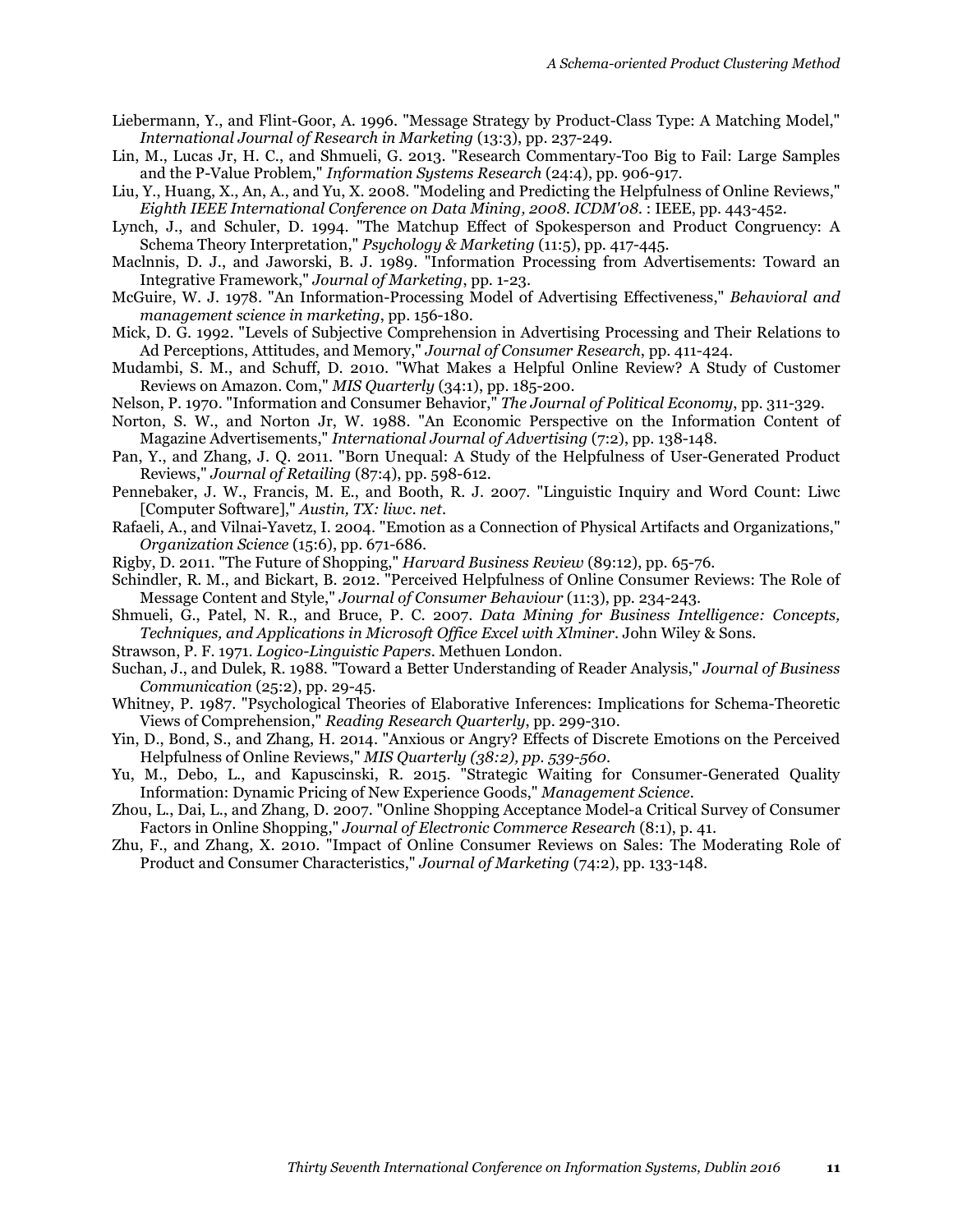Liebermann, Y., and Flint-Goor, A. 1996. "Message Strategy by Product-Class Type: A Matching Model," *International Journal of Research in Marketing* (13:3), pp. 237-249.

Lin, M., Lucas Jr, H. C., and Shmueli, G. 2013. "Research Commentary-Too Big to Fail: Large Samples and the P-Value Problem," *Information Systems Research* (24:4), pp. 906-917.

Liu, Y., Huang, X., An, A., and Yu, X. 2008. "Modeling and Predicting the Helpfulness of Online Reviews," *Eighth IEEE International Conference on Data Mining, 2008. ICDM'08.* : IEEE, pp. 443-452.

Lynch, J., and Schuler, D. 1994. "The Matchup Effect of Spokesperson and Product Congruency: A Schema Theory Interpretation," *Psychology & Marketing* (11:5), pp. 417-445.

Maclnnis, D. J., and Jaworski, B. J. 1989. "Information Processing from Advertisements: Toward an Integrative Framework," *Journal of Marketing*, pp. 1-23.

McGuire, W. J. 1978. "An Information-Processing Model of Advertising Effectiveness," *Behavioral and management science in marketing*, pp. 156-180.

Mick, D. G. 1992. "Levels of Subjective Comprehension in Advertising Processing and Their Relations to Ad Perceptions, Attitudes, and Memory," *Journal of Consumer Research*, pp. 411-424.

Mudambi, S. M., and Schuff, D. 2010. "What Makes a Helpful Online Review? A Study of Customer Reviews on Amazon. Com," *MIS Quarterly* (34:1), pp. 185-200.

Nelson, P. 1970. "Information and Consumer Behavior," *The Journal of Political Economy*, pp. 311-329.

Norton, S. W., and Norton Jr, W. 1988. "An Economic Perspective on the Information Content of Magazine Advertisements," *International Journal of Advertising* (7:2), pp. 138-148.

Pan, Y., and Zhang, J. Q. 2011. "Born Unequal: A Study of the Helpfulness of User-Generated Product Reviews," *Journal of Retailing* (87:4), pp. 598-612.

Pennebaker, J. W., Francis, M. E., and Booth, R. J. 2007. "Linguistic Inquiry and Word Count: Liwc [Computer Software]," *Austin, TX: liwc. net*.

Rafaeli, A., and Vilnai-Yavetz, I. 2004. "Emotion as a Connection of Physical Artifacts and Organizations," *Organization Science* (15:6), pp. 671-686.

Rigby, D. 2011. "The Future of Shopping," *Harvard Business Review* (89:12), pp. 65-76.

Schindler, R. M., and Bickart, B. 2012. "Perceived Helpfulness of Online Consumer Reviews: The Role of Message Content and Style," *Journal of Consumer Behaviour* (11:3), pp. 234-243.

Shmueli, G., Patel, N. R., and Bruce, P. C. 2007. *Data Mining for Business Intelligence: Concepts, Techniques, and Applications in Microsoft Office Excel with Xlminer*. John Wiley & Sons.

Strawson, P. F. 1971. *Logico-Linguistic Papers*. Methuen London.

Suchan, J., and Dulek, R. 1988. "Toward a Better Understanding of Reader Analysis," *Journal of Business Communication* (25:2), pp. 29-45.

Whitney, P. 1987. "Psychological Theories of Elaborative Inferences: Implications for Schema-Theoretic Views of Comprehension," *Reading Research Quarterly*, pp. 299-310.

Yin, D., Bond, S., and Zhang, H. 2014. "Anxious or Angry? Effects of Discrete Emotions on the Perceived Helpfulness of Online Reviews," *MIS Quarterly (38:2), pp. 539-560*.

Yu, M., Debo, L., and Kapuscinski, R. 2015. "Strategic Waiting for Consumer-Generated Quality Information: Dynamic Pricing of New Experience Goods," *Management Science*.

Zhou, L., Dai, L., and Zhang, D. 2007. "Online Shopping Acceptance Model-a Critical Survey of Consumer Factors in Online Shopping," *Journal of Electronic Commerce Research* (8:1), p. 41.

Zhu, F., and Zhang, X. 2010. "Impact of Online Consumer Reviews on Sales: The Moderating Role of Product and Consumer Characteristics," *Journal of Marketing* (74:2), pp. 133-148.